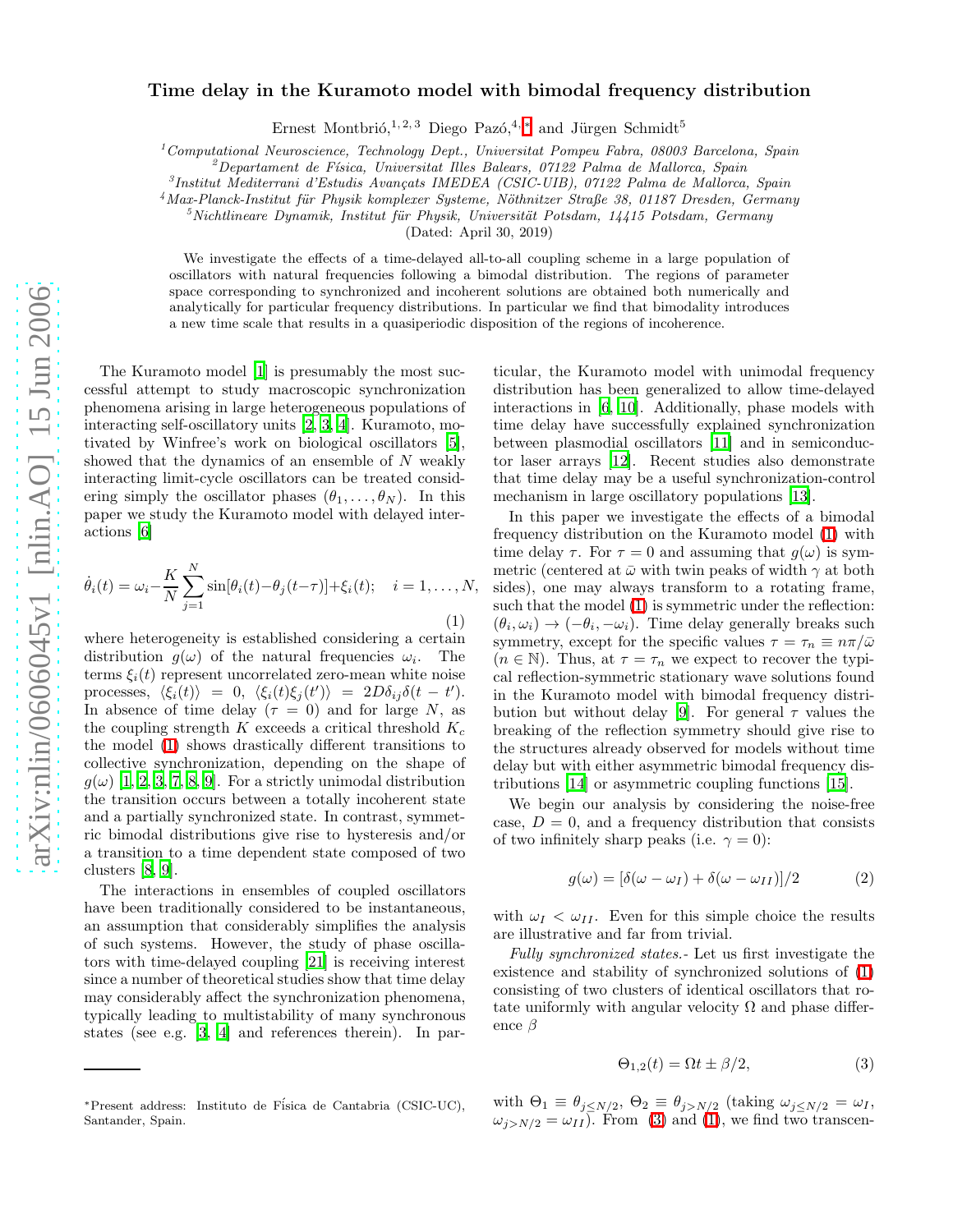# Time delay in the Kuramoto model with bimodal frequency distribution

Ernest Montbrió,[1,2,3] Diego Pazó,[4,*] and Jürgen Schmidt[5]

[1]*Computational Neuroscience, Technology Dept., Universitat Pompeu Fabra, 08003 Barcelona, Spain*
[2]*Departament de Física, Universitat Illes Balears, 07122 Palma de Mallorca, Spain*
[3]*Institut Mediterrani d'Estudis Avançats IMEDEA (CSIC-UIB), 07122 Palma de Mallorca, Spain*
[4]*Max-Planck-Institut für Physik komplexer Systeme, Nöthnitzer Straße 38, 01187 Dresden, Germany*
[5]*Nichtlineare Dynamik, Institut für Physik, Universität Potsdam, 14415 Potsdam, Germany*

(Dated: April 30, 2019)

We investigate the effects of a time-delayed all-to-all coupling scheme in a large population of oscillators with natural frequencies following a bimodal distribution. The regions of parameter space corresponding to synchronized and incoherent solutions are obtained both numerically and analytically for particular frequency distributions. In particular we find that bimodality introduces a new time scale that results in a quasiperiodic disposition of the regions of incoherence.

The Kuramoto model [1] is presumably the most successful attempt to study macroscopic synchronization phenomena arising in large heterogeneous populations of interacting self-oscillatory units [2, 3, 4]. Kuramoto, motivated by Winfree's work on biological oscillators [5], showed that the dynamics of an ensemble of $N$ weakly interacting limit-cycle oscillators can be treated considering simply the oscillator phases $(\theta_1, \ldots, \theta_N)$. In this paper we study the Kuramoto model with delayed interactions [6]

$$\dot{\theta}_i(t) = \omega_i - \frac{K}{N}\sum_{j=1}^{N}\sin[\theta_i(t) - \theta_j(t-\tau)] + \xi_i(t); \quad i = 1, \ldots, N, \tag{1}$$

where heterogeneity is established considering a certain distribution $g(\omega)$ of the natural frequencies $\omega_i$. The terms $\xi_i(t)$ represent uncorrelated zero-mean white noise processes, $\langle \xi_i(t)\rangle = 0$, $\langle \xi_i(t)\xi_j(t')\rangle = 2D\delta_{ij}\delta(t-t')$. In absence of time delay ($\tau = 0$) and for large $N$, as the coupling strength $K$ exceeds a critical threshold $K_c$ the model (1) shows drastically different transitions to collective synchronization, depending on the shape of $g(\omega)$ [1, 2, 3, 7, 8, 9]. For a strictly unimodal distribution the transition occurs between a totally incoherent state and a partially synchronized state. In contrast, symmetric bimodal distributions give rise to hysteresis and/or a transition to a time dependent state composed of two clusters [8, 9].

The interactions in ensembles of coupled oscillators have been traditionally considered to be instantaneous, an assumption that considerably simplifies the analysis of such systems. However, the study of phase oscillators with time-delayed coupling [21] is receiving interest since a number of theoretical studies show that time delay may considerably affect the synchronization phenomena, typically leading to multistability of many synchronous states (see e.g. [3, 4] and references therein). In particular, the Kuramoto model with unimodal frequency distribution has been generalized to allow time-delayed interactions in [6, 10]. Additionally, phase models with time delay have successfully explained synchronization between plasmodial oscillators [11] and in semiconductor laser arrays [12]. Recent studies also demonstrate that time delay may be a useful synchronization-control mechanism in large oscillatory populations [13].

In this paper we investigate the effects of a bimodal frequency distribution on the Kuramoto model (1) with time delay $\tau$. For $\tau = 0$ and assuming that $g(\omega)$ is symmetric (centered at $\bar{\omega}$ with twin peaks of width $\gamma$ at both sides), one may always transform to a rotating frame, such that the model (1) is symmetric under the reflection: $(\theta_i, \omega_i) \to (-\theta_i, -\omega_i)$. Time delay generally breaks such symmetry, except for the specific values $\tau = \tau_n \equiv n\pi/\bar{\omega}$ ($n \in \mathbb{N}$). Thus, at $\tau = \tau_n$ we expect to recover the typical reflection-symmetric stationary wave solutions found in the Kuramoto model with bimodal frequency distribution but without delay [9]. For general $\tau$ values the breaking of the reflection symmetry should give rise to the structures already observed for models without time delay but with either asymmetric bimodal frequency distributions [14] or asymmetric coupling functions [15].

We begin our analysis by considering the noise-free case, $D = 0$, and a frequency distribution that consists of two infinitely sharp peaks (i.e. $\gamma = 0$):

$$g(\omega) = [\delta(\omega - \omega_I) + \delta(\omega - \omega_{II})]/2 \tag{2}$$

with $\omega_I < \omega_{II}$. Even for this simple choice the results are illustrative and far from trivial.

*Fully synchronized states.*- Let us first investigate the existence and stability of synchronized solutions of (1) consisting of two clusters of identical oscillators that rotate uniformly with angular velocity $\Omega$ and phase difference $\beta$

$$\Theta_{1,2}(t) = \Omega t \pm \beta/2, \tag{3}$$

with $\Theta_1 \equiv \theta_{j\le N/2}$, $\Theta_2 \equiv \theta_{j>N/2}$ (taking $\omega_{j\le N/2} = \omega_I$, $\omega_{j>N/2} = \omega_{II}$). From (3) and (1), we find two transcen-

*Present address: Instituto de Física de Cantabria (CSIC-UC), Santander, Spain.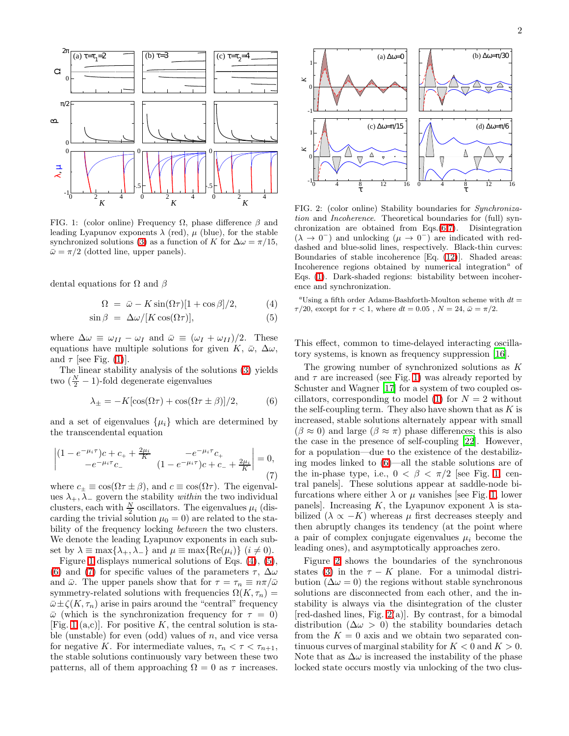FIG. 1: (color online) Frequency $\Omega$, phase difference $\beta$ and leading Lyapunov exponents $\lambda$ (red), $\mu$ (blue), for the stable synchronized solutions (3) as a function of $K$ for $\Delta\omega = \pi/15$, $\bar{\omega} = \pi/2$ (dotted line, upper panels).

dental equations for $\Omega$ and $\beta$

$$\Omega = \bar{\omega} - K \sin(\Omega\tau)[1 + \cos\beta]/2, \tag{4}$$

$$\sin\beta = \Delta\omega/[K\cos(\Omega\tau)], \tag{5}$$

where $\Delta\omega \equiv \omega_{II} - \omega_I$ and $\bar{\omega} \equiv (\omega_I + \omega_{II})/2$. These equations have multiple solutions for given $K$, $\bar{\omega}$, $\Delta\omega$, and $\tau$ [see Fig. (1)].

The linear stability analysis of the solutions (3) yields two $(\frac{N}{2} - 1)$-fold degenerate eigenvalues

$$\lambda_\pm = -K[\cos(\Omega\tau) + \cos(\Omega\tau \pm \beta)]/2, \tag{6}$$

and a set of eigenvalues $\{\mu_i\}$ which are determined by the transcendental equation

$$\begin{vmatrix} (1 - e^{-\mu_i\tau})c + c_+ + \frac{2\mu_i}{K} & -e^{-\mu_i\tau}c_+ \\ -e^{-\mu_i\tau}c_- & (1 - e^{-\mu_i\tau})c + c_- + \frac{2\mu_i}{K} \end{vmatrix} = 0, \tag{7}$$

where $c_\pm \equiv \cos(\Omega\tau \pm \beta)$, and $c \equiv \cos(\Omega\tau)$. The eigenvalues $\lambda_+, \lambda_-$ govern the stability *within* the two individual clusters, each with $\frac{N}{2}$ oscillators. The eigenvalues $\mu_i$ (discarding the trivial solution $\mu_0 = 0$) are related to the stability of the frequency locking *between* the two clusters. We denote the leading Lyapunov exponents in each subset by $\lambda \equiv \max\{\lambda_+, \lambda_-\}$ and $\mu \equiv \max\{\mathrm{Re}(\mu_i)\}$ $(i \neq 0)$.

Figure 1 displays numerical solutions of Eqs. (4), (5), (6) and (7) for specific values of the parameters $\tau$, $\Delta\omega$ and $\bar{\omega}$. The upper panels show that for $\tau = \tau_n \equiv n\pi/\bar{\omega}$ symmetry-related solutions with frequencies $\Omega(K, \tau_n) = \bar{\omega} \pm \zeta(K, \tau_n)$ arise in pairs around the "central" frequency $\bar{\omega}$ (which is the synchronization frequency for $\tau = 0$) [Fig. 1(a,c)]. For positive $K$, the central solution is stable (unstable) for even (odd) values of $n$, and vice versa for negative $K$. For intermediate values, $\tau_n < \tau < \tau_{n+1}$, the stable solutions continuously vary between these two patterns, all of them approaching $\Omega = 0$ as $\tau$ increases.

FIG. 2: (color online) Stability boundaries for *Synchronization* and *Incoherence*. Theoretical boundaries for (full) synchronization are obtained from Eqs.(6,7). Disintegration ($\lambda \to 0^-$) and unlocking ($\mu \to 0^-$) are indicated with red-dashed and blue-solid lines, respectively. Black-thin curves: Boundaries of stable incoherence [Eq. (12)]. Shaded areas: Incoherence regions obtained by numerical integration[a] of Eqs. (1). Dark-shaded regions: bistability between incoherence and synchronization.

[a] Using a fifth order Adams-Bashforth-Moulton scheme with $dt = \tau/20$, except for $\tau < 1$, where $dt = 0.05$ , $N = 24$, $\bar{\omega} = \pi/2$.

This effect, common to time-delayed interacting oscillatory systems, is known as frequency suppression [16].

The growing number of synchronized solutions as $K$ and $\tau$ are increased (see Fig. 1) was already reported by Schuster and Wagner [17] for a system of two coupled oscillators, corresponding to model (1) for $N = 2$ without the self-coupling term. They also have shown that as $K$ is increased, stable solutions alternately appear with small ($\beta \approx 0$) and large ($\beta \approx \pi$) phase differences; this is also the case in the presence of self-coupling [22]. However, for a population—due to the existence of the destabilizing modes linked to (6)—all the stable solutions are of the in-phase type, i.e., $0 < \beta < \pi/2$ [see Fig. 1, central panels]. These solutions appear at saddle-node bifurcations where either $\lambda$ or $\mu$ vanishes [see Fig. 1, lower panels]. Increasing $K$, the Lyapunov exponent $\lambda$ is stabilized ($\lambda \propto -K$) whereas $\mu$ first decreases steeply and then abruptly changes its tendency (at the point where a pair of complex conjugate eigenvalues $\mu_i$ become the leading ones), and asymptotically approaches zero.

Figure 2 shows the boundaries of the synchronous states (3) in the $\tau - K$ plane. For a unimodal distribution ($\Delta\omega = 0$) the regions without stable synchronous solutions are disconnected from each other, and the instability is always via the disintegration of the cluster [red-dashed lines, Fig. 2(a)]. By contrast, for a bimodal distribution ($\Delta\omega > 0$) the stability boundaries detach from the $K = 0$ axis and we obtain two separated continuous curves of marginal stability for $K < 0$ and $K > 0$. Note that as $\Delta\omega$ is increased the instability of the phase locked state occurs mostly via unlocking of the two clus-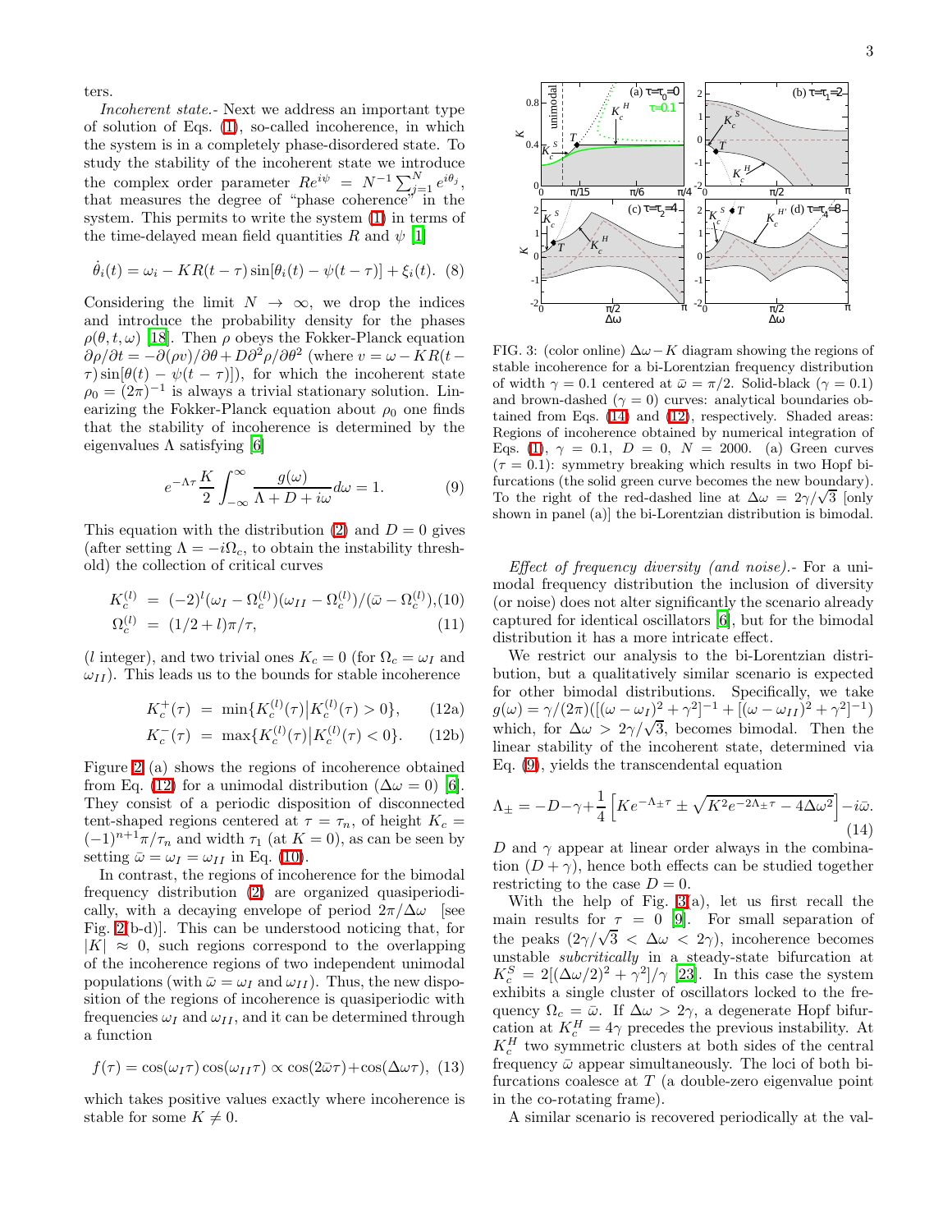ters.

*Incoherent state.*- Next we address an important type of solution of Eqs. (1), so-called incoherence, in which the system is in a completely phase-disordered state. To study the stability of the incoherent state we introduce the complex order parameter $Re^{i\psi} = N^{-1}\sum_{j=1}^{N} e^{i\theta_j}$, that measures the degree of "phase coherence" in the system. This permits to write the system (1) in terms of the time-delayed mean field quantities $R$ and $\psi$ [1]

$$\dot{\theta}_i(t) = \omega_i - KR(t-\tau)\sin[\theta_i(t) - \psi(t-\tau)] + \xi_i(t). \quad (8)$$

Considering the limit $N \to \infty$, we drop the indices and introduce the probability density for the phases $\rho(\theta, t, \omega)$ [18]. Then $\rho$ obeys the Fokker-Planck equation $\partial\rho/\partial t = -\partial(\rho v)/\partial\theta + D\partial^2\rho/\partial\theta^2$ (where $v = \omega - KR(t-\tau)\sin[\theta(t) - \psi(t-\tau)]$), for which the incoherent state $\rho_0 = (2\pi)^{-1}$ is always a trivial stationary solution. Linearizing the Fokker-Planck equation about $\rho_0$ one finds that the stability of incoherence is determined by the eigenvalues $\Lambda$ satisfying [6]

$$e^{-\Lambda\tau}\frac{K}{2}\int_{-\infty}^{\infty}\frac{g(\omega)}{\Lambda + D + i\omega}d\omega = 1. \quad (9)$$

This equation with the distribution (2) and $D = 0$ gives (after setting $\Lambda = -i\Omega_c$, to obtain the instability threshold) the collection of critical curves

$$K_c^{(l)} = (-2)^l(\omega_I - \Omega_c^{(l)})(\omega_{II} - \Omega_c^{(l)})/(\bar{\omega} - \Omega_c^{(l)}), \quad (10)$$
$$\Omega_c^{(l)} = (1/2 + l)\pi/\tau, \quad (11)$$

($l$ integer), and two trivial ones $K_c = 0$ (for $\Omega_c = \omega_I$ and $\omega_{II}$). This leads us to the bounds for stable incoherence

$$K_c^{+}(\tau) = \min\{K_c^{(l)}(\tau) \big| K_c^{(l)}(\tau) > 0\}, \quad (12a)$$
$$K_c^{-}(\tau) = \max\{K_c^{(l)}(\tau) \big| K_c^{(l)}(\tau) < 0\}. \quad (12b)$$

Figure 2 (a) shows the regions of incoherence obtained from Eq. (12) for a unimodal distribution ($\Delta\omega = 0$) [6]. They consist of a periodic disposition of disconnected tent-shaped regions centered at $\tau = \tau_n$, of height $K_c = (-1)^{n+1}\pi/\tau_n$ and width $\tau_1$ (at $K = 0$), as can be seen by setting $\bar{\omega} = \omega_I = \omega_{II}$ in Eq. (10).

In contrast, the regions of incoherence for the bimodal frequency distribution (2) are organized quasiperiodically, with a decaying envelope of period $2\pi/\Delta\omega$ [see Fig. 2(b-d)]. This can be understood noticing that, for $|K| \approx 0$, such regions correspond to the overlapping of the incoherence regions of two independent unimodal populations (with $\bar{\omega} = \omega_I$ and $\omega_{II}$). Thus, the new disposition of the regions of incoherence is quasiperiodic with frequencies $\omega_I$ and $\omega_{II}$, and it can be determined through a function

$$f(\tau) = \cos(\omega_I\tau)\cos(\omega_{II}\tau) \propto \cos(2\bar{\omega}\tau) + \cos(\Delta\omega\tau), \quad (13)$$

which takes positive values exactly where incoherence is stable for some $K \neq 0$.

FIG. 3: (color online) $\Delta\omega - K$ diagram showing the regions of stable incoherence for a bi-Lorentzian frequency distribution of width $\gamma = 0.1$ centered at $\bar{\omega} = \pi/2$. Solid-black ($\gamma = 0.1$) and brown-dashed ($\gamma = 0$) curves: analytical boundaries obtained from Eqs. (14) and (12), respectively. Shaded areas: Regions of incoherence obtained by numerical integration of Eqs. (1), $\gamma = 0.1$, $D = 0$, $N = 2000$. (a) Green curves ($\tau = 0.1$): symmetry breaking which results in two Hopf bifurcations (the solid green curve becomes the new boundary). To the right of the red-dashed line at $\Delta\omega = 2\gamma/\sqrt{3}$ [only shown in panel (a)] the bi-Lorentzian distribution is bimodal.

*Effect of frequency diversity (and noise).*- For a unimodal frequency distribution the inclusion of diversity (or noise) does not alter significantly the scenario already captured for identical oscillators [6], but for the bimodal distribution it has a more intricate effect.

We restrict our analysis to the bi-Lorentzian distribution, but a qualitatively similar scenario is expected for other bimodal distributions. Specifically, we take $g(\omega) = \gamma/(2\pi)([(\omega - \omega_I)^2 + \gamma^2]^{-1} + [(\omega - \omega_{II})^2 + \gamma^2]^{-1})$ which, for $\Delta\omega > 2\gamma/\sqrt{3}$, becomes bimodal. Then the linear stability of the incoherent state, determined via Eq. (9), yields the transcendental equation

$$\Lambda_{\pm} = -D - \gamma + \frac{1}{4}\left[Ke^{-\Lambda_{\pm}\tau} \pm \sqrt{K^2e^{-2\Lambda_{\pm}\tau} - 4\Delta\omega^2}\right] - i\bar{\omega}. \quad (14)$$

$D$ and $\gamma$ appear at linear order always in the combination $(D + \gamma)$, hence both effects can be studied together restricting to the case $D = 0$.

With the help of Fig. 3(a), let us first recall the main results for $\tau = 0$ [9]. For small separation of the peaks ($2\gamma/\sqrt{3} < \Delta\omega < 2\gamma$), incoherence becomes unstable *subcritically* in a steady-state bifurcation at $K_c^S = 2[(\Delta\omega/2)^2 + \gamma^2]/\gamma$ [23]. In this case the system exhibits a single cluster of oscillators locked to the frequency $\Omega_c = \bar{\omega}$. If $\Delta\omega > 2\gamma$, a degenerate Hopf bifurcation at $K_c^H = 4\gamma$ precedes the previous instability. At $K_c^H$ two symmetric clusters at both sides of the central frequency $\bar{\omega}$ appear simultaneously. The loci of both bifurcations coalesce at $T$ (a double-zero eigenvalue point in the co-rotating frame).

A similar scenario is recovered periodically at the val-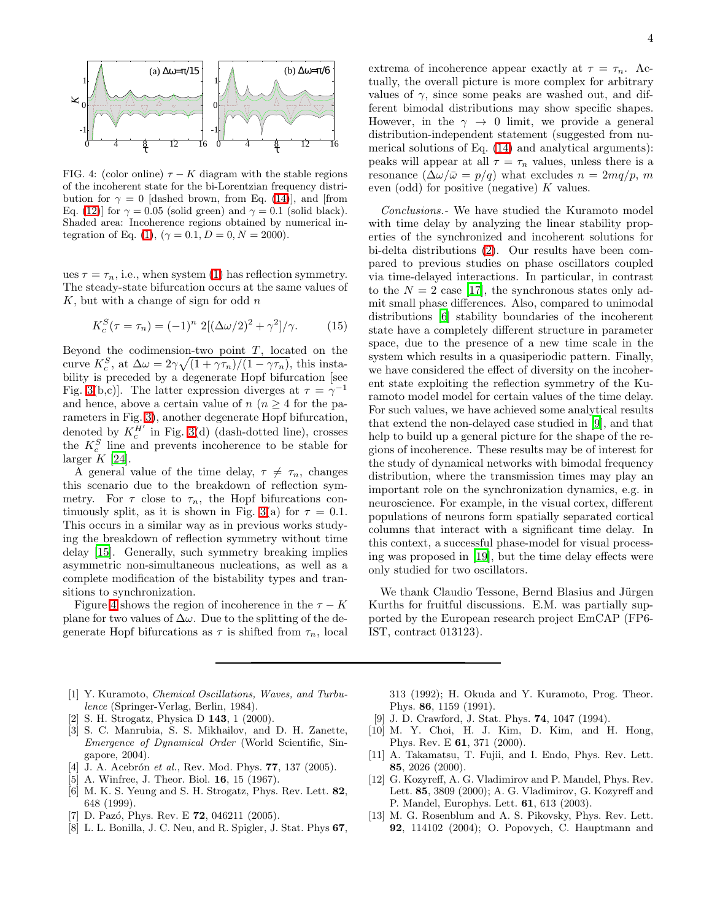FIG. 4: (color online) $\tau - K$ diagram with the stable regions of the incoherent state for the bi-Lorentzian frequency distribution for $\gamma = 0$ [dashed brown, from Eq. (14)], and [from Eq. (12)] for $\gamma = 0.05$ (solid green) and $\gamma = 0.1$ (solid black). Shaded area: Incoherence regions obtained by numerical integration of Eq. (1), ($\gamma = 0.1, D = 0, N = 2000$).

ues $\tau = \tau_n$, i.e., when system (1) has reflection symmetry. The steady-state bifurcation occurs at the same values of $K$, but with a change of sign for odd $n$

$$K_c^S(\tau = \tau_n) = (-1)^n \, 2[(\Delta\omega/2)^2 + \gamma^2]/\gamma. \qquad (15)$$

Beyond the codimension-two point $T$, located on the curve $K_c^S$, at $\Delta\omega = 2\gamma\sqrt{(1+\gamma\tau_n)/(1-\gamma\tau_n)}$, this instability is preceded by a degenerate Hopf bifurcation [see Fig. 3(b,c)]. The latter expression diverges at $\tau = \gamma^{-1}$ and hence, above a certain value of $n$ ($n \geq 4$ for the parameters in Fig. 3), another degenerate Hopf bifurcation, denoted by $K_c^{H'}$ in Fig. 3(d) (dash-dotted line), crosses the $K_c^S$ line and prevents incoherence to be stable for larger $K$ [24].

A general value of the time delay, $\tau \neq \tau_n$, changes this scenario due to the breakdown of reflection symmetry. For $\tau$ close to $\tau_n$, the Hopf bifurcations continuously split, as it is shown in Fig. 3(a) for $\tau = 0.1$. This occurs in a similar way as in previous works studying the breakdown of reflection symmetry without time delay [15]. Generally, such symmetry breaking implies asymmetric non-simultaneous nucleations, as well as a complete modification of the bistability types and transitions to synchronization.

Figure 4 shows the region of incoherence in the $\tau - K$ plane for two values of $\Delta\omega$. Due to the splitting of the degenerate Hopf bifurcations as $\tau$ is shifted from $\tau_n$, local extrema of incoherence appear exactly at $\tau = \tau_n$. Actually, the overall picture is more complex for arbitrary values of $\gamma$, since some peaks are washed out, and different bimodal distributions may show specific shapes. However, in the $\gamma \to 0$ limit, we provide a general distribution-independent statement (suggested from numerical solutions of Eq. (14) and analytical arguments): peaks will appear at all $\tau = \tau_n$ values, unless there is a resonance ($\Delta\omega/\bar{\omega} = p/q$) what excludes $n = 2mq/p$, $m$ even (odd) for positive (negative) $K$ values.

*Conclusions.-* We have studied the Kuramoto model with time delay by analyzing the linear stability properties of the synchronized and incoherent solutions for bi-delta distributions (2). Our results have been compared to previous studies on phase oscillators coupled via time-delayed interactions. In particular, in contrast to the $N = 2$ case [17], the synchronous states only admit small phase differences. Also, compared to unimodal distributions [6] stability boundaries of the incoherent state have a completely different structure in parameter space, due to the presence of a new time scale in the system which results in a quasiperiodic pattern. Finally, we have considered the effect of diversity on the incoherent state exploiting the reflection symmetry of the Kuramoto model model for certain values of the time delay. For such values, we have achieved some analytical results that extend the non-delayed case studied in [9], and that help to build up a general picture for the shape of the regions of incoherence. These results may be of interest for the study of dynamical networks with bimodal frequency distribution, where the transmission times may play an important role on the synchronization dynamics, e.g. in neuroscience. For example, in the visual cortex, different populations of neurons form spatially separated cortical columns that interact with a significant time delay. In this context, a successful phase-model for visual processing was proposed in [19], but the time delay effects were only studied for two oscillators.

We thank Claudio Tessone, Bernd Blasius and Jürgen Kurths for fruitful discussions. E.M. was partially supported by the European research project EmCAP (FP6-IST, contract 013123).

---

[1] Y. Kuramoto, *Chemical Oscillations, Waves, and Turbulence* (Springer-Verlag, Berlin, 1984).
[2] S. H. Strogatz, Physica D **143**, 1 (2000).
[3] S. C. Manrubia, S. S. Mikhailov, and D. H. Zanette, *Emergence of Dynamical Order* (World Scientific, Singapore, 2004).
[4] J. A. Acebrón *et al.*, Rev. Mod. Phys. **77**, 137 (2005).
[5] A. Winfree, J. Theor. Biol. **16**, 15 (1967).
[6] M. K. S. Yeung and S. H. Strogatz, Phys. Rev. Lett. **82**, 648 (1999).
[7] D. Pazó, Phys. Rev. E **72**, 046211 (2005).
[8] L. L. Bonilla, J. C. Neu, and R. Spigler, J. Stat. Phys **67**, 313 (1992); H. Okuda and Y. Kuramoto, Prog. Theor. Phys. **86**, 1159 (1991).
[9] J. D. Crawford, J. Stat. Phys. **74**, 1047 (1994).
[10] M. Y. Choi, H. J. Kim, D. Kim, and H. Hong, Phys. Rev. E **61**, 371 (2000).
[11] A. Takamatsu, T. Fujii, and I. Endo, Phys. Rev. Lett. **85**, 2026 (2000).
[12] G. Kozyreff, A. G. Vladimirov and P. Mandel, Phys. Rev. Lett. **85**, 3809 (2000); A. G. Vladimirov, G. Kozyreff and P. Mandel, Europhys. Lett. **61**, 613 (2003).
[13] M. G. Rosenblum and A. S. Pikovsky, Phys. Rev. Lett. **92**, 114102 (2004); O. Popovych, C. Hauptmann and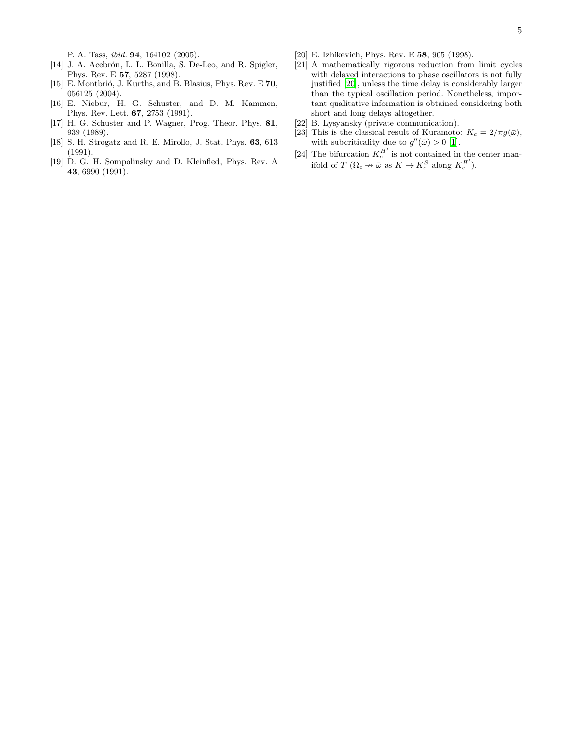P. A. Tass, *ibid.* **94**, 164102 (2005).

[14] J. A. Acebrón, L. L. Bonilla, S. De-Leo, and R. Spigler, Phys. Rev. E **57**, 5287 (1998).

[15] E. Montbrió, J. Kurths, and B. Blasius, Phys. Rev. E **70**, 056125 (2004).

[16] E. Niebur, H. G. Schuster, and D. M. Kammen, Phys. Rev. Lett. **67**, 2753 (1991).

[17] H. G. Schuster and P. Wagner, Prog. Theor. Phys. **81**, 939 (1989).

[18] S. H. Strogatz and R. E. Mirollo, J. Stat. Phys. **63**, 613 (1991).

[19] D. G. H. Sompolinsky and D. Kleinfled, Phys. Rev. A **43**, 6990 (1991).

[20] E. Izhikevich, Phys. Rev. E **58**, 905 (1998).

[21] A mathematically rigorous reduction from limit cycles with delayed interactions to phase oscillators is not fully justified [20], unless the time delay is considerably larger than the typical oscillation period. Nonetheless, important qualitative information is obtained considering both short and long delays altogether.

[22] B. Lysyansky (private communication).

[23] This is the classical result of Kuramoto: $K_c = 2/\pi g(\bar{\omega})$, with subcriticality due to $g''(\bar{\omega}) > 0$ [1].

[24] The bifurcation $K_c^{H'}$ is not contained in the center manifold of $T$ ($\Omega_c \nrightarrow \bar{\omega}$ as $K \to K_c^S$ along $K_c^{H'}$).